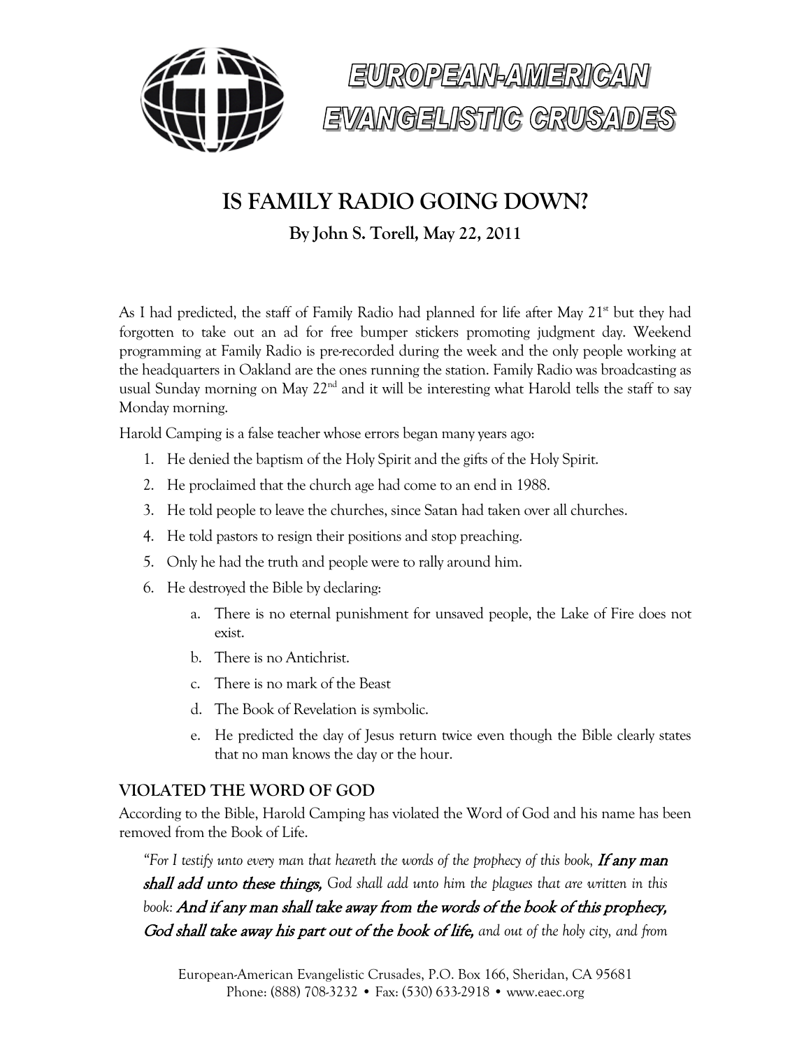# EUROPEAN-AMERICAN EVANGELISTIC CRUSADES

## IS FAMILY RADIO GOING DOWN?

**By John S. Torell, May 22, 2011**

As I had predicted, the staff of Family Radio had planned for life after May 21st but they had forgotten to take out an ad for free bumper stickers promoting judgment day. Weekend programming at Family Radio is pre-recorded during the week and the only people working at the headquarters in Oakland are the ones running the station. Family Radio was broadcasting as usual Sunday morning on May 22nd and it will be interesting what Harold tells the staff to say Monday morning.

Harold Camping is a false teacher whose errors began many years ago:

1. He denied the baptism of the Holy Spirit and the gifts of the Holy Spirit.
2. He proclaimed that the church age had come to an end in 1988.
3. He told people to leave the churches, since Satan had taken over all churches.
4. He told pastors to resign their positions and stop preaching.
5. Only he had the truth and people were to rally around him.
6. He destroyed the Bible by declaring:
   a. There is no eternal punishment for unsaved people, the Lake of Fire does not exist.
   b. There is no Antichrist.
   c. There is no mark of the Beast
   d. The Book of Revelation is symbolic.
   e. He predicted the day of Jesus return twice even though the Bible clearly states that no man knows the day or the hour.

### VIOLATED THE WORD OF GOD

According to the Bible, Harold Camping has violated the Word of God and his name has been removed from the Book of Life.

> *"For I testify unto every man that heareth the words of the prophecy of this book,* ***If any man shall add unto these things,*** *God shall add unto him the plagues that are written in this book:* ***And if any man shall take away from the words of the book of this prophecy, God shall take away his part out of the book of life,*** *and out of the holy city, and from*

European-American Evangelistic Crusades, P.O. Box 166, Sheridan, CA 95681
Phone: (888) 708-3232 • Fax: (530) 633-2918 • www.eaec.org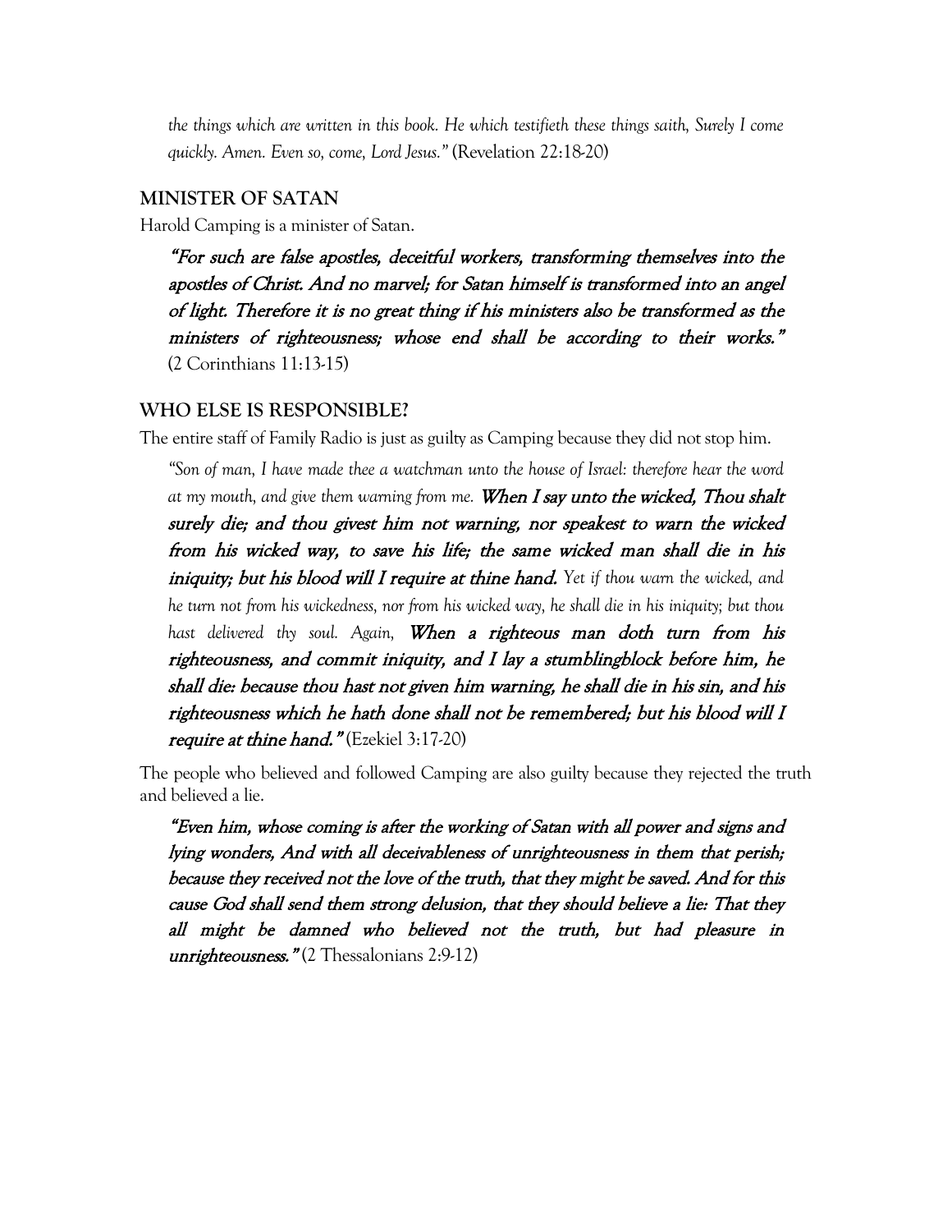*the things which are written in this book. He which testifieth these things saith, Surely I come quickly. Amen. Even so, come, Lord Jesus."* (Revelation 22:18-20)

## MINISTER OF SATAN

Harold Camping is a minister of Satan.

> ***"For such are false apostles, deceitful workers, transforming themselves into the apostles of Christ. And no marvel; for Satan himself is transformed into an angel of light. Therefore it is no great thing if his ministers also be transformed as the ministers of righteousness; whose end shall be according to their works."*** (2 Corinthians 11:13-15)

## WHO ELSE IS RESPONSIBLE?

The entire staff of Family Radio is just as guilty as Camping because they did not stop him.

> *"Son of man, I have made thee a watchman unto the house of Israel: therefore hear the word at my mouth, and give them warning from me.* ***When I say unto the wicked, Thou shalt surely die; and thou givest him not warning, nor speakest to warn the wicked from his wicked way, to save his life; the same wicked man shall die in his iniquity; but his blood will I require at thine hand.*** *Yet if thou warn the wicked, and he turn not from his wickedness, nor from his wicked way, he shall die in his iniquity; but thou hast delivered thy soul. Again,* ***When a righteous man doth turn from his righteousness, and commit iniquity, and I lay a stumblingblock before him, he shall die: because thou hast not given him warning, he shall die in his sin, and his righteousness which he hath done shall not be remembered; but his blood will I require at thine hand."*** (Ezekiel 3:17-20)

The people who believed and followed Camping are also guilty because they rejected the truth and believed a lie.

> ***"Even him, whose coming is after the working of Satan with all power and signs and lying wonders, And with all deceivableness of unrighteousness in them that perish; because they received not the love of the truth, that they might be saved. And for this cause God shall send them strong delusion, that they should believe a lie: That they all might be damned who believed not the truth, but had pleasure in unrighteousness."*** (2 Thessalonians 2:9-12)